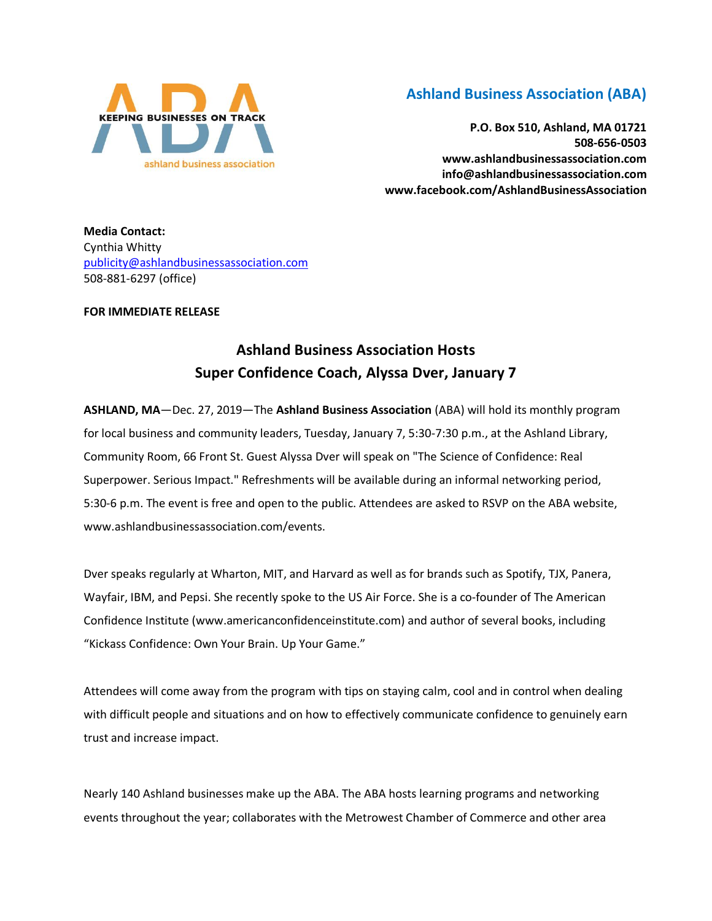KEEPING BUSINESSES ON TRACK

ashland business association

**Ashland Business Association (ABA)**

**P.O. Box 510, Ashland, MA 01721**
**508-656-0503**
**www.ashlandbusinessassociation.com**
**info@ashlandbusinessassociation.com**
**www.facebook.com/AshlandBusinessAssociation**

**Media Contact:**
Cynthia Whitty
publicity@ashlandbusinessassociation.com
508-881-6297 (office)

**FOR IMMEDIATE RELEASE**

## Ashland Business Association Hosts Super Confidence Coach, Alyssa Dver, January 7

**ASHLAND, MA**—Dec. 27, 2019—The **Ashland Business Association** (ABA) will hold its monthly program for local business and community leaders, Tuesday, January 7, 5:30-7:30 p.m., at the Ashland Library, Community Room, 66 Front St. Guest Alyssa Dver will speak on "The Science of Confidence: Real Superpower. Serious Impact." Refreshments will be available during an informal networking period, 5:30-6 p.m. The event is free and open to the public. Attendees are asked to RSVP on the ABA website, www.ashlandbusinessassociation.com/events.

Dver speaks regularly at Wharton, MIT, and Harvard as well as for brands such as Spotify, TJX, Panera, Wayfair, IBM, and Pepsi. She recently spoke to the US Air Force. She is a co-founder of The American Confidence Institute (www.americanconfidenceinstitute.com) and author of several books, including "Kickass Confidence: Own Your Brain. Up Your Game."

Attendees will come away from the program with tips on staying calm, cool and in control when dealing with difficult people and situations and on how to effectively communicate confidence to genuinely earn trust and increase impact.

Nearly 140 Ashland businesses make up the ABA. The ABA hosts learning programs and networking events throughout the year; collaborates with the Metrowest Chamber of Commerce and other area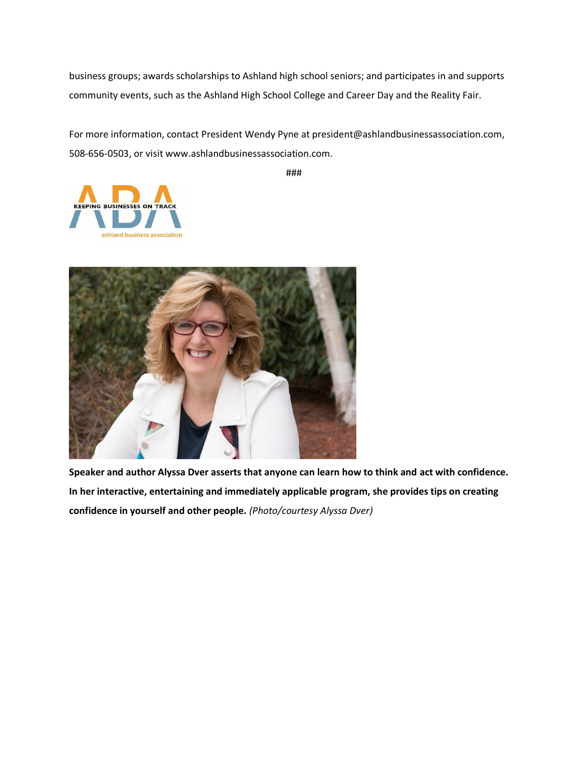business groups; awards scholarships to Ashland high school seniors; and participates in and supports community events, such as the Ashland High School College and Career Day and the Reality Fair.

For more information, contact President Wendy Pyne at president@ashlandbusinessassociation.com, 508-656-0503, or visit www.ashlandbusinessassociation.com.

###

**Speaker and author Alyssa Dver asserts that anyone can learn how to think and act with confidence. In her interactive, entertaining and immediately applicable program, she provides tips on creating confidence in yourself and other people.** *(Photo/courtesy Alyssa Dver)*